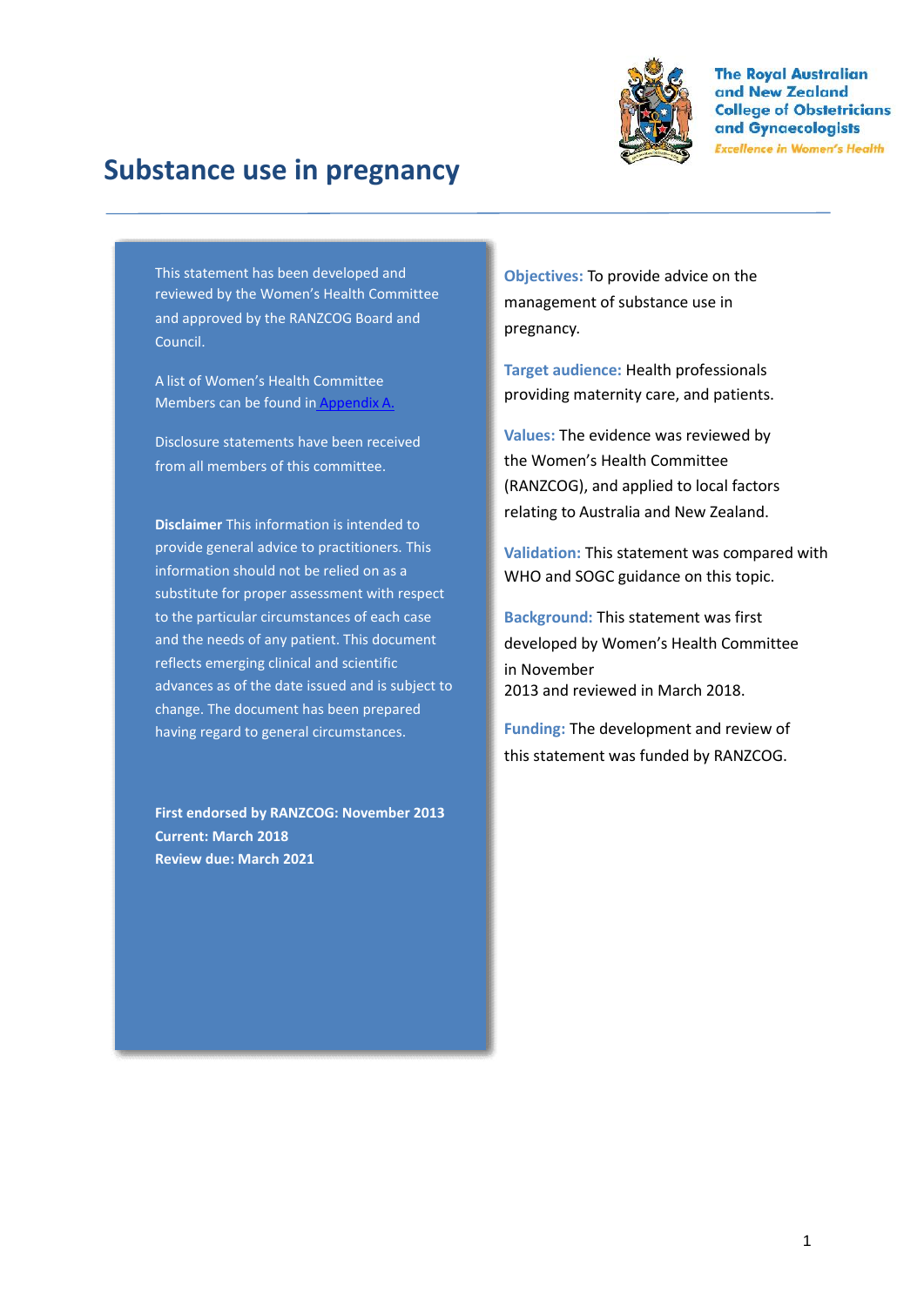The Royal Australian and New Zealand College of Obstetricians and Gynaecologists

*Excellence in Women's Health*

# Substance use in pregnancy

This statement has been developed and reviewed by the Women's Health Committee and approved by the RANZCOG Board and Council.

A list of Women's Health Committee Members can be found in Appendix A.

Disclosure statements have been received from all members of this committee.

**Disclaimer** This information is intended to provide general advice to practitioners. This information should not be relied on as a substitute for proper assessment with respect to the particular circumstances of each case and the needs of any patient. This document reflects emerging clinical and scientific advances as of the date issued and is subject to change. The document has been prepared having regard to general circumstances.

**First endorsed by RANZCOG: November 2013**
**Current: March 2018**
**Review due: March 2021**

**Objectives:** To provide advice on the management of substance use in pregnancy.

**Target audience:** Health professionals providing maternity care, and patients.

**Values:** The evidence was reviewed by the Women's Health Committee (RANZCOG), and applied to local factors relating to Australia and New Zealand.

**Validation:** This statement was compared with WHO and SOGC guidance on this topic.

**Background:** This statement was first developed by Women's Health Committee in November 2013 and reviewed in March 2018.

**Funding:** The development and review of this statement was funded by RANZCOG.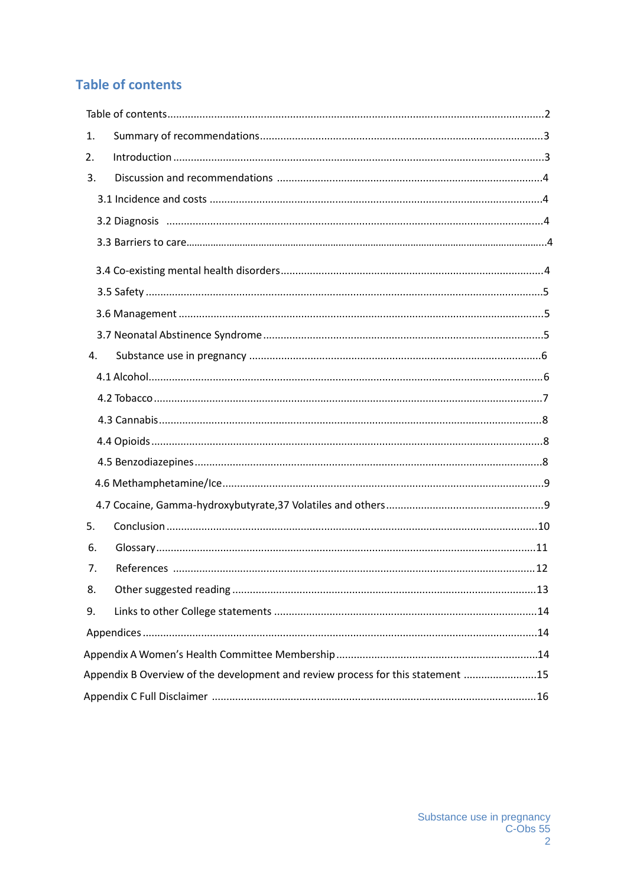## Table of contents

Table of contents ........................................................................................................................2

1. Summary of recommendations ......................................................................................3
2. Introduction ...................................................................................................................3
3. Discussion and recommendations ................................................................................4
   - 3.1 Incidence and costs ..................................................................................................4
   - 3.2 Diagnosis ..................................................................................................................4
   - 3.3 Barriers to care ........................................................................................................4
   - 3.4 Co-existing mental health disorders .......................................................................4
   - 3.5 Safety .........................................................................................................................5
   - 3.6 Management .............................................................................................................5
   - 3.7 Neonatal Abstinence Syndrome ..............................................................................5
4. Substance use in pregnancy ..........................................................................................6
   - 4.1 Alcohol .......................................................................................................................6
   - 4.2 Tobacco ......................................................................................................................7
   - 4.3 Cannabis ....................................................................................................................8
   - 4.4 Opioids .......................................................................................................................8
   - 4.5 Benzodiazepines .......................................................................................................8
   - 4.6 Methamphetamine/Ice .............................................................................................9
   - 4.7 Cocaine, Gamma-hydroxybutyrate,37 Volatiles and others .....................................9
5. Conclusion ....................................................................................................................10
6. Glossary ........................................................................................................................11
7. References ....................................................................................................................12
8. Other suggested reading ..............................................................................................13
9. Links to other College statements ...............................................................................14

Appendices ..................................................................................................................................14

Appendix A Women's Health Committee Membership ..........................................................14

Appendix B Overview of the development and review process for this statement ...............15

Appendix C Full Disclaimer .......................................................................................................16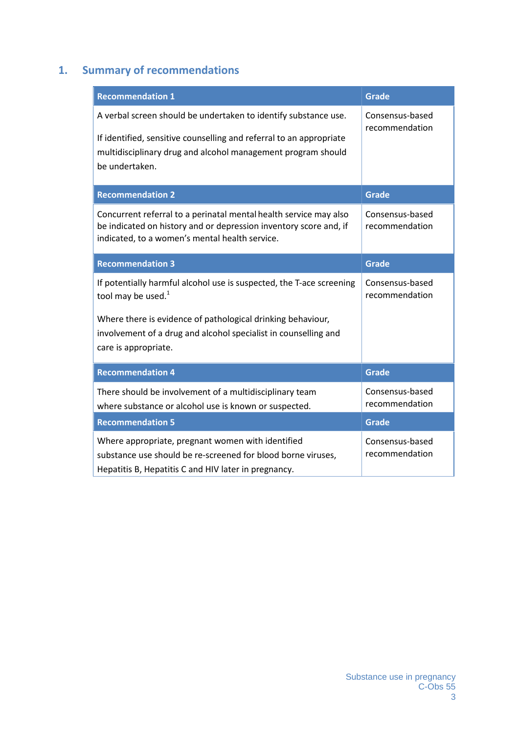## 1. Summary of recommendations

| Recommendation 1 | Grade |
|---|---|
| A verbal screen should be undertaken to identify substance use.<br><br>If identified, sensitive counselling and referral to an appropriate multidisciplinary drug and alcohol management program should be undertaken. | Consensus-based recommendation |
| **Recommendation 2** | **Grade** |
| Concurrent referral to a perinatal mental health service may also be indicated on history and or depression inventory score and, if indicated, to a women's mental health service. | Consensus-based recommendation |
| **Recommendation 3** | **Grade** |
| If potentially harmful alcohol use is suspected, the T-ace screening tool may be used.[1]<br><br>Where there is evidence of pathological drinking behaviour, involvement of a drug and alcohol specialist in counselling and care is appropriate. | Consensus-based recommendation |
| **Recommendation 4** | **Grade** |
| There should be involvement of a multidisciplinary team where substance or alcohol use is known or suspected. | Consensus-based recommendation |
| **Recommendation 5** | **Grade** |
| Where appropriate, pregnant women with identified substance use should be re-screened for blood borne viruses, Hepatitis B, Hepatitis C and HIV later in pregnancy. | Consensus-based recommendation |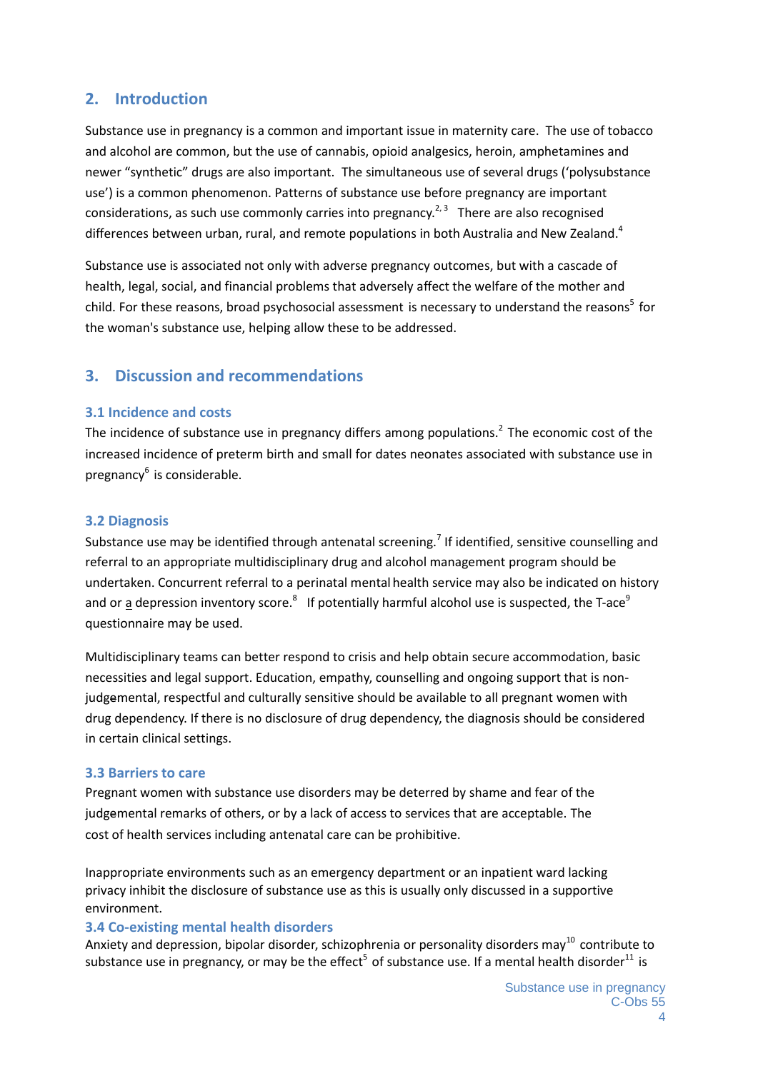## 2. Introduction

Substance use in pregnancy is a common and important issue in maternity care. The use of tobacco and alcohol are common, but the use of cannabis, opioid analgesics, heroin, amphetamines and newer "synthetic" drugs are also important. The simultaneous use of several drugs ('polysubstance use') is a common phenomenon. Patterns of substance use before pregnancy are important considerations, as such use commonly carries into pregnancy.[2, 3] There are also recognised differences between urban, rural, and remote populations in both Australia and New Zealand.[4]

Substance use is associated not only with adverse pregnancy outcomes, but with a cascade of health, legal, social, and financial problems that adversely affect the welfare of the mother and child. For these reasons, broad psychosocial assessment is necessary to understand the reasons[5] for the woman's substance use, helping allow these to be addressed.

## 3. Discussion and recommendations

### 3.1 Incidence and costs

The incidence of substance use in pregnancy differs among populations.[2] The economic cost of the increased incidence of preterm birth and small for dates neonates associated with substance use in pregnancy[6] is considerable.

### 3.2 Diagnosis

Substance use may be identified through antenatal screening.[7] If identified, sensitive counselling and referral to an appropriate multidisciplinary drug and alcohol management program should be undertaken. Concurrent referral to a perinatal mental health service may also be indicated on history and or a depression inventory score.[8] If potentially harmful alcohol use is suspected, the T-ace[9] questionnaire may be used.

Multidisciplinary teams can better respond to crisis and help obtain secure accommodation, basic necessities and legal support. Education, empathy, counselling and ongoing support that is non-judgemental, respectful and culturally sensitive should be available to all pregnant women with drug dependency. If there is no disclosure of drug dependency, the diagnosis should be considered in certain clinical settings.

### 3.3 Barriers to care

Pregnant women with substance use disorders may be deterred by shame and fear of the judgemental remarks of others, or by a lack of access to services that are acceptable. The cost of health services including antenatal care can be prohibitive.

Inappropriate environments such as an emergency department or an inpatient ward lacking privacy inhibit the disclosure of substance use as this is usually only discussed in a supportive environment.

### 3.4 Co-existing mental health disorders

Anxiety and depression, bipolar disorder, schizophrenia or personality disorders may[10] contribute to substance use in pregnancy, or may be the effect[5] of substance use. If a mental health disorder[11] is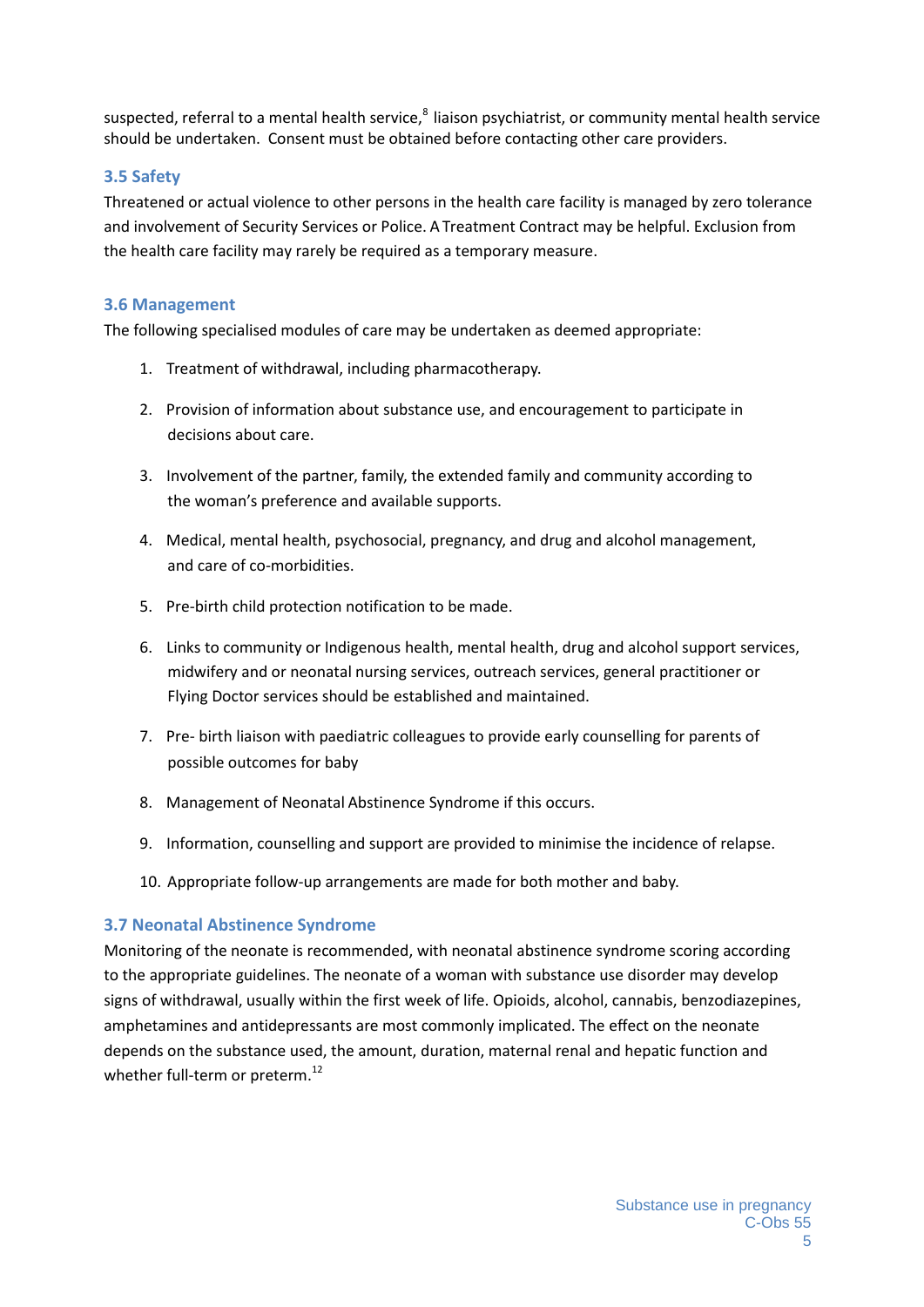suspected, referral to a mental health service,[8] liaison psychiatrist, or community mental health service should be undertaken. Consent must be obtained before contacting other care providers.

### 3.5 Safety

Threatened or actual violence to other persons in the health care facility is managed by zero tolerance and involvement of Security Services or Police. A Treatment Contract may be helpful. Exclusion from the health care facility may rarely be required as a temporary measure.

### 3.6 Management

The following specialised modules of care may be undertaken as deemed appropriate:

1. Treatment of withdrawal, including pharmacotherapy.
2. Provision of information about substance use, and encouragement to participate in decisions about care.
3. Involvement of the partner, family, the extended family and community according to the woman's preference and available supports.
4. Medical, mental health, psychosocial, pregnancy, and drug and alcohol management, and care of co-morbidities.
5. Pre-birth child protection notification to be made.
6. Links to community or Indigenous health, mental health, drug and alcohol support services, midwifery and or neonatal nursing services, outreach services, general practitioner or Flying Doctor services should be established and maintained.
7. Pre- birth liaison with paediatric colleagues to provide early counselling for parents of possible outcomes for baby
8. Management of Neonatal Abstinence Syndrome if this occurs.
9. Information, counselling and support are provided to minimise the incidence of relapse.
10. Appropriate follow-up arrangements are made for both mother and baby.

### 3.7 Neonatal Abstinence Syndrome

Monitoring of the neonate is recommended, with neonatal abstinence syndrome scoring according to the appropriate guidelines. The neonate of a woman with substance use disorder may develop signs of withdrawal, usually within the first week of life. Opioids, alcohol, cannabis, benzodiazepines, amphetamines and antidepressants are most commonly implicated. The effect on the neonate depends on the substance used, the amount, duration, maternal renal and hepatic function and whether full-term or preterm.[12]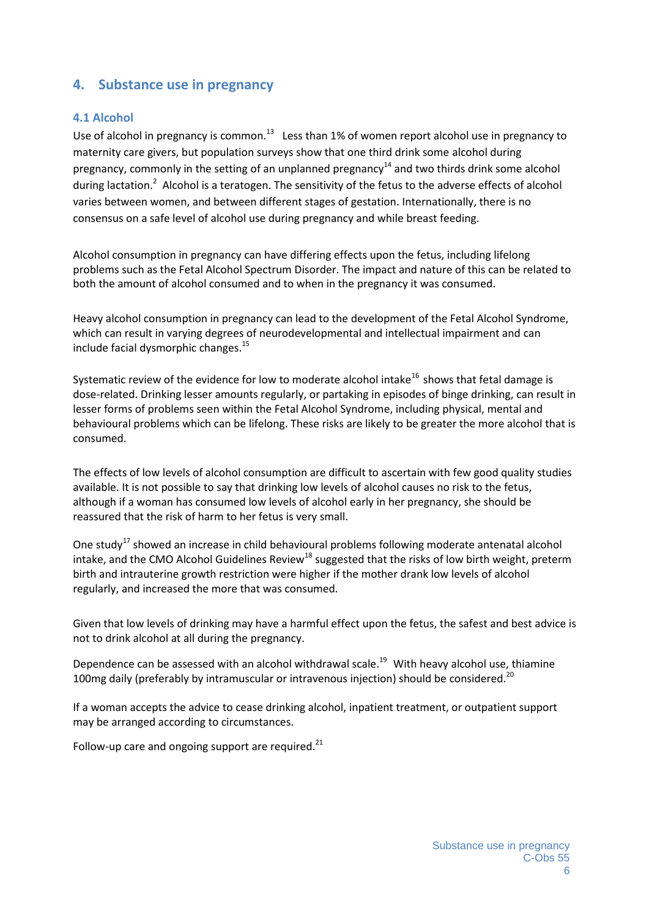## 4. Substance use in pregnancy

### 4.1 Alcohol

Use of alcohol in pregnancy is common.[13] Less than 1% of women report alcohol use in pregnancy to maternity care givers, but population surveys show that one third drink some alcohol during pregnancy, commonly in the setting of an unplanned pregnancy[14] and two thirds drink some alcohol during lactation.[2] Alcohol is a teratogen. The sensitivity of the fetus to the adverse effects of alcohol varies between women, and between different stages of gestation. Internationally, there is no consensus on a safe level of alcohol use during pregnancy and while breast feeding.

Alcohol consumption in pregnancy can have differing effects upon the fetus, including lifelong problems such as the Fetal Alcohol Spectrum Disorder. The impact and nature of this can be related to both the amount of alcohol consumed and to when in the pregnancy it was consumed.

Heavy alcohol consumption in pregnancy can lead to the development of the Fetal Alcohol Syndrome, which can result in varying degrees of neurodevelopmental and intellectual impairment and can include facial dysmorphic changes.[15]

Systematic review of the evidence for low to moderate alcohol intake[16] shows that fetal damage is dose-related. Drinking lesser amounts regularly, or partaking in episodes of binge drinking, can result in lesser forms of problems seen within the Fetal Alcohol Syndrome, including physical, mental and behavioural problems which can be lifelong. These risks are likely to be greater the more alcohol that is consumed.

The effects of low levels of alcohol consumption are difficult to ascertain with few good quality studies available. It is not possible to say that drinking low levels of alcohol causes no risk to the fetus, although if a woman has consumed low levels of alcohol early in her pregnancy, she should be reassured that the risk of harm to her fetus is very small.

One study[17] showed an increase in child behavioural problems following moderate antenatal alcohol intake, and the CMO Alcohol Guidelines Review[18] suggested that the risks of low birth weight, preterm birth and intrauterine growth restriction were higher if the mother drank low levels of alcohol regularly, and increased the more that was consumed.

Given that low levels of drinking may have a harmful effect upon the fetus, the safest and best advice is not to drink alcohol at all during the pregnancy.

Dependence can be assessed with an alcohol withdrawal scale.[19] With heavy alcohol use, thiamine 100mg daily (preferably by intramuscular or intravenous injection) should be considered.[20]

If a woman accepts the advice to cease drinking alcohol, inpatient treatment, or outpatient support may be arranged according to circumstances.

Follow-up care and ongoing support are required.[21]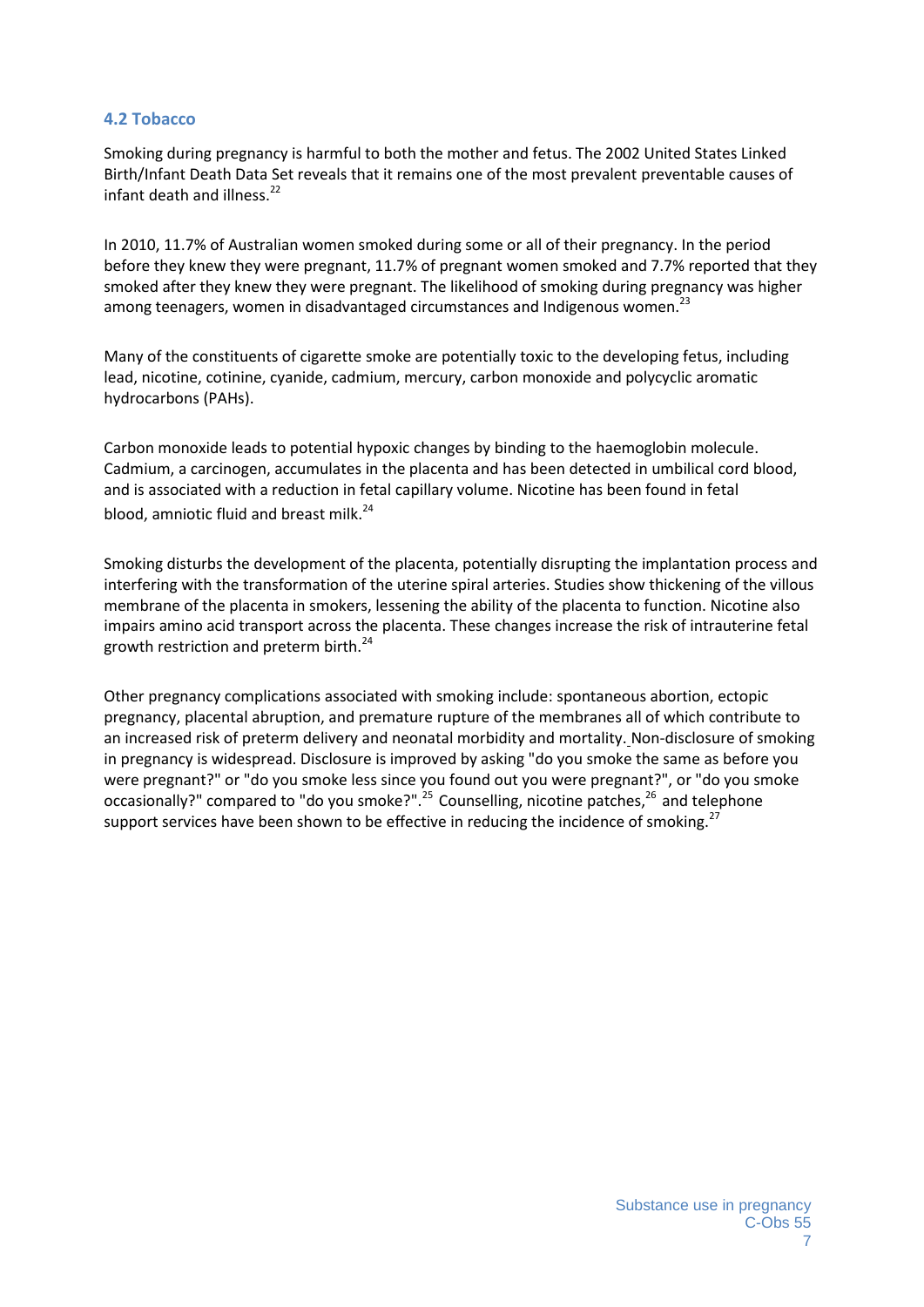## 4.2 Tobacco

Smoking during pregnancy is harmful to both the mother and fetus. The 2002 United States Linked Birth/Infant Death Data Set reveals that it remains one of the most prevalent preventable causes of infant death and illness.[22]

In 2010, 11.7% of Australian women smoked during some or all of their pregnancy. In the period before they knew they were pregnant, 11.7% of pregnant women smoked and 7.7% reported that they smoked after they knew they were pregnant. The likelihood of smoking during pregnancy was higher among teenagers, women in disadvantaged circumstances and Indigenous women.[23]

Many of the constituents of cigarette smoke are potentially toxic to the developing fetus, including lead, nicotine, cotinine, cyanide, cadmium, mercury, carbon monoxide and polycyclic aromatic hydrocarbons (PAHs).

Carbon monoxide leads to potential hypoxic changes by binding to the haemoglobin molecule. Cadmium, a carcinogen, accumulates in the placenta and has been detected in umbilical cord blood, and is associated with a reduction in fetal capillary volume. Nicotine has been found in fetal blood, amniotic fluid and breast milk.[24]

Smoking disturbs the development of the placenta, potentially disrupting the implantation process and interfering with the transformation of the uterine spiral arteries. Studies show thickening of the villous membrane of the placenta in smokers, lessening the ability of the placenta to function. Nicotine also impairs amino acid transport across the placenta. These changes increase the risk of intrauterine fetal growth restriction and preterm birth.[24]

Other pregnancy complications associated with smoking include: spontaneous abortion, ectopic pregnancy, placental abruption, and premature rupture of the membranes all of which contribute to an increased risk of preterm delivery and neonatal morbidity and mortality. Non-disclosure of smoking in pregnancy is widespread. Disclosure is improved by asking "do you smoke the same as before you were pregnant?" or "do you smoke less since you found out you were pregnant?", or "do you smoke occasionally?" compared to "do you smoke?".[25] Counselling, nicotine patches,[26] and telephone support services have been shown to be effective in reducing the incidence of smoking.[27]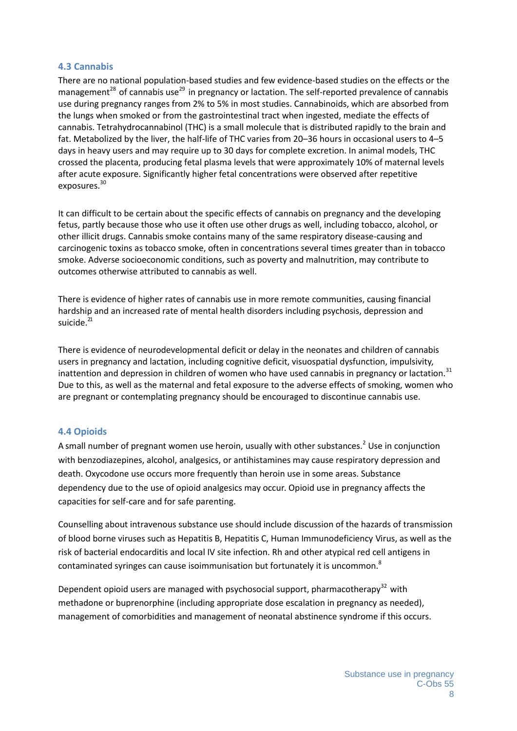### 4.3 Cannabis

There are no national population-based studies and few evidence-based studies on the effects or the management[28] of cannabis use[29] in pregnancy or lactation. The self-reported prevalence of cannabis use during pregnancy ranges from 2% to 5% in most studies. Cannabinoids, which are absorbed from the lungs when smoked or from the gastrointestinal tract when ingested, mediate the effects of cannabis. Tetrahydrocannabinol (THC) is a small molecule that is distributed rapidly to the brain and fat. Metabolized by the liver, the half-life of THC varies from 20–36 hours in occasional users to 4–5 days in heavy users and may require up to 30 days for complete excretion. In animal models, THC crossed the placenta, producing fetal plasma levels that were approximately 10% of maternal levels after acute exposure. Significantly higher fetal concentrations were observed after repetitive exposures.[30]

It can difficult to be certain about the specific effects of cannabis on pregnancy and the developing fetus, partly because those who use it often use other drugs as well, including tobacco, alcohol, or other illicit drugs. Cannabis smoke contains many of the same respiratory disease-causing and carcinogenic toxins as tobacco smoke, often in concentrations several times greater than in tobacco smoke. Adverse socioeconomic conditions, such as poverty and malnutrition, may contribute to outcomes otherwise attributed to cannabis as well.

There is evidence of higher rates of cannabis use in more remote communities, causing financial hardship and an increased rate of mental health disorders including psychosis, depression and suicide.[21]

There is evidence of neurodevelopmental deficit or delay in the neonates and children of cannabis users in pregnancy and lactation, including cognitive deficit, visuospatial dysfunction, impulsivity, inattention and depression in children of women who have used cannabis in pregnancy or lactation.[31] Due to this, as well as the maternal and fetal exposure to the adverse effects of smoking, women who are pregnant or contemplating pregnancy should be encouraged to discontinue cannabis use.

### 4.4 Opioids

A small number of pregnant women use heroin, usually with other substances.[2] Use in conjunction with benzodiazepines, alcohol, analgesics, or antihistamines may cause respiratory depression and death. Oxycodone use occurs more frequently than heroin use in some areas. Substance dependency due to the use of opioid analgesics may occur. Opioid use in pregnancy affects the capacities for self-care and for safe parenting.

Counselling about intravenous substance use should include discussion of the hazards of transmission of blood borne viruses such as Hepatitis B, Hepatitis C, Human Immunodeficiency Virus, as well as the risk of bacterial endocarditis and local IV site infection. Rh and other atypical red cell antigens in contaminated syringes can cause isoimmunisation but fortunately it is uncommon.[8]

Dependent opioid users are managed with psychosocial support, pharmacotherapy[32] with methadone or buprenorphine (including appropriate dose escalation in pregnancy as needed), management of comorbidities and management of neonatal abstinence syndrome if this occurs.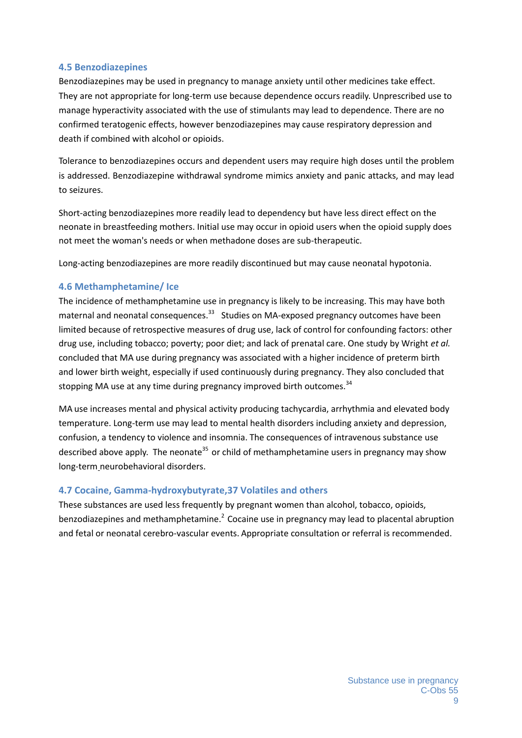### 4.5 Benzodiazepines

Benzodiazepines may be used in pregnancy to manage anxiety until other medicines take effect. They are not appropriate for long-term use because dependence occurs readily. Unprescribed use to manage hyperactivity associated with the use of stimulants may lead to dependence. There are no confirmed teratogenic effects, however benzodiazepines may cause respiratory depression and death if combined with alcohol or opioids.

Tolerance to benzodiazepines occurs and dependent users may require high doses until the problem is addressed. Benzodiazepine withdrawal syndrome mimics anxiety and panic attacks, and may lead to seizures.

Short-acting benzodiazepines more readily lead to dependency but have less direct effect on the neonate in breastfeeding mothers. Initial use may occur in opioid users when the opioid supply does not meet the woman's needs or when methadone doses are sub-therapeutic.

Long-acting benzodiazepines are more readily discontinued but may cause neonatal hypotonia.

### 4.6 Methamphetamine/ Ice

The incidence of methamphetamine use in pregnancy is likely to be increasing. This may have both maternal and neonatal consequences.[33] Studies on MA-exposed pregnancy outcomes have been limited because of retrospective measures of drug use, lack of control for confounding factors: other drug use, including tobacco; poverty; poor diet; and lack of prenatal care. One study by Wright *et al.* concluded that MA use during pregnancy was associated with a higher incidence of preterm birth and lower birth weight, especially if used continuously during pregnancy. They also concluded that stopping MA use at any time during pregnancy improved birth outcomes.[34]

MA use increases mental and physical activity producing tachycardia, arrhythmia and elevated body temperature. Long-term use may lead to mental health disorders including anxiety and depression, confusion, a tendency to violence and insomnia. The consequences of intravenous substance use described above apply. The neonate[35] or child of methamphetamine users in pregnancy may show long-term neurobehavioral disorders.

### 4.7 Cocaine, Gamma-hydroxybutyrate,37 Volatiles and others

These substances are used less frequently by pregnant women than alcohol, tobacco, opioids, benzodiazepines and methamphetamine.[2] Cocaine use in pregnancy may lead to placental abruption and fetal or neonatal cerebro-vascular events. Appropriate consultation or referral is recommended.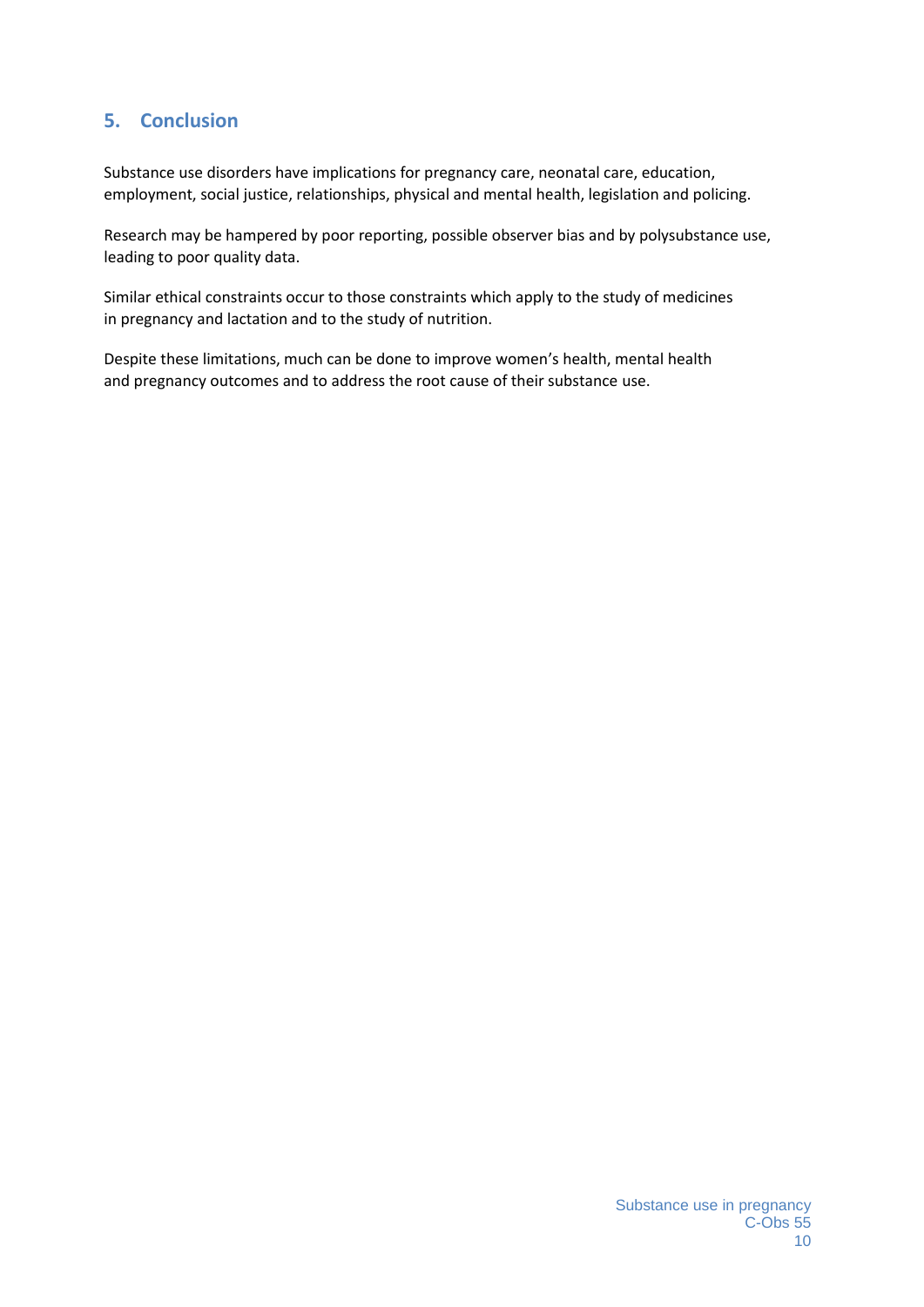## 5. Conclusion

Substance use disorders have implications for pregnancy care, neonatal care, education, employment, social justice, relationships, physical and mental health, legislation and policing.

Research may be hampered by poor reporting, possible observer bias and by polysubstance use, leading to poor quality data.

Similar ethical constraints occur to those constraints which apply to the study of medicines in pregnancy and lactation and to the study of nutrition.

Despite these limitations, much can be done to improve women's health, mental health and pregnancy outcomes and to address the root cause of their substance use.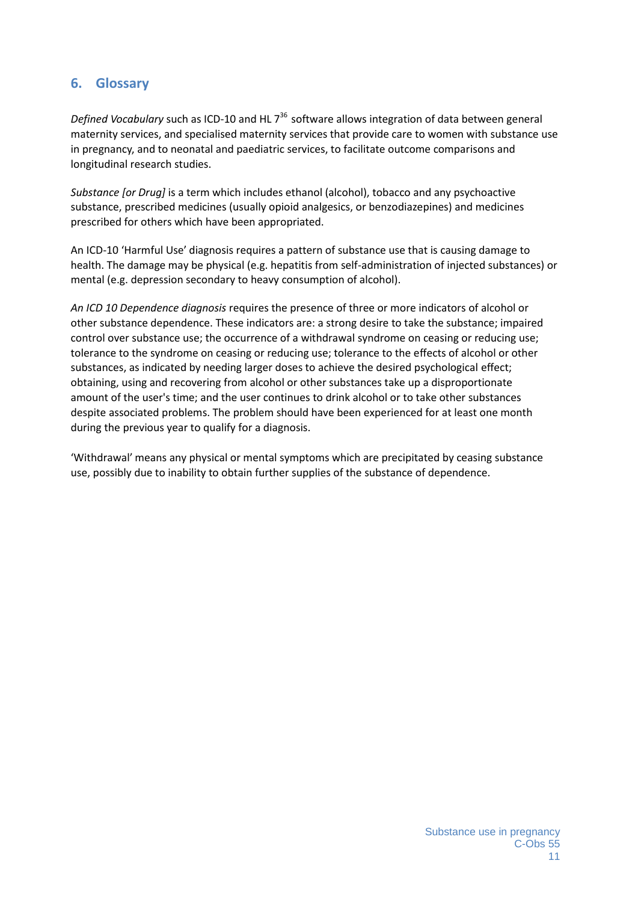## 6. Glossary

*Defined Vocabulary* such as ICD-10 and HL 7[36] software allows integration of data between general maternity services, and specialised maternity services that provide care to women with substance use in pregnancy, and to neonatal and paediatric services, to facilitate outcome comparisons and longitudinal research studies.

*Substance [or Drug]* is a term which includes ethanol (alcohol), tobacco and any psychoactive substance, prescribed medicines (usually opioid analgesics, or benzodiazepines) and medicines prescribed for others which have been appropriated.

An ICD-10 'Harmful Use' diagnosis requires a pattern of substance use that is causing damage to health. The damage may be physical (e.g. hepatitis from self-administration of injected substances) or mental (e.g. depression secondary to heavy consumption of alcohol).

*An ICD 10 Dependence diagnosis* requires the presence of three or more indicators of alcohol or other substance dependence. These indicators are: a strong desire to take the substance; impaired control over substance use; the occurrence of a withdrawal syndrome on ceasing or reducing use; tolerance to the syndrome on ceasing or reducing use; tolerance to the effects of alcohol or other substances, as indicated by needing larger doses to achieve the desired psychological effect; obtaining, using and recovering from alcohol or other substances take up a disproportionate amount of the user's time; and the user continues to drink alcohol or to take other substances despite associated problems. The problem should have been experienced for at least one month during the previous year to qualify for a diagnosis.

'Withdrawal' means any physical or mental symptoms which are precipitated by ceasing substance use, possibly due to inability to obtain further supplies of the substance of dependence.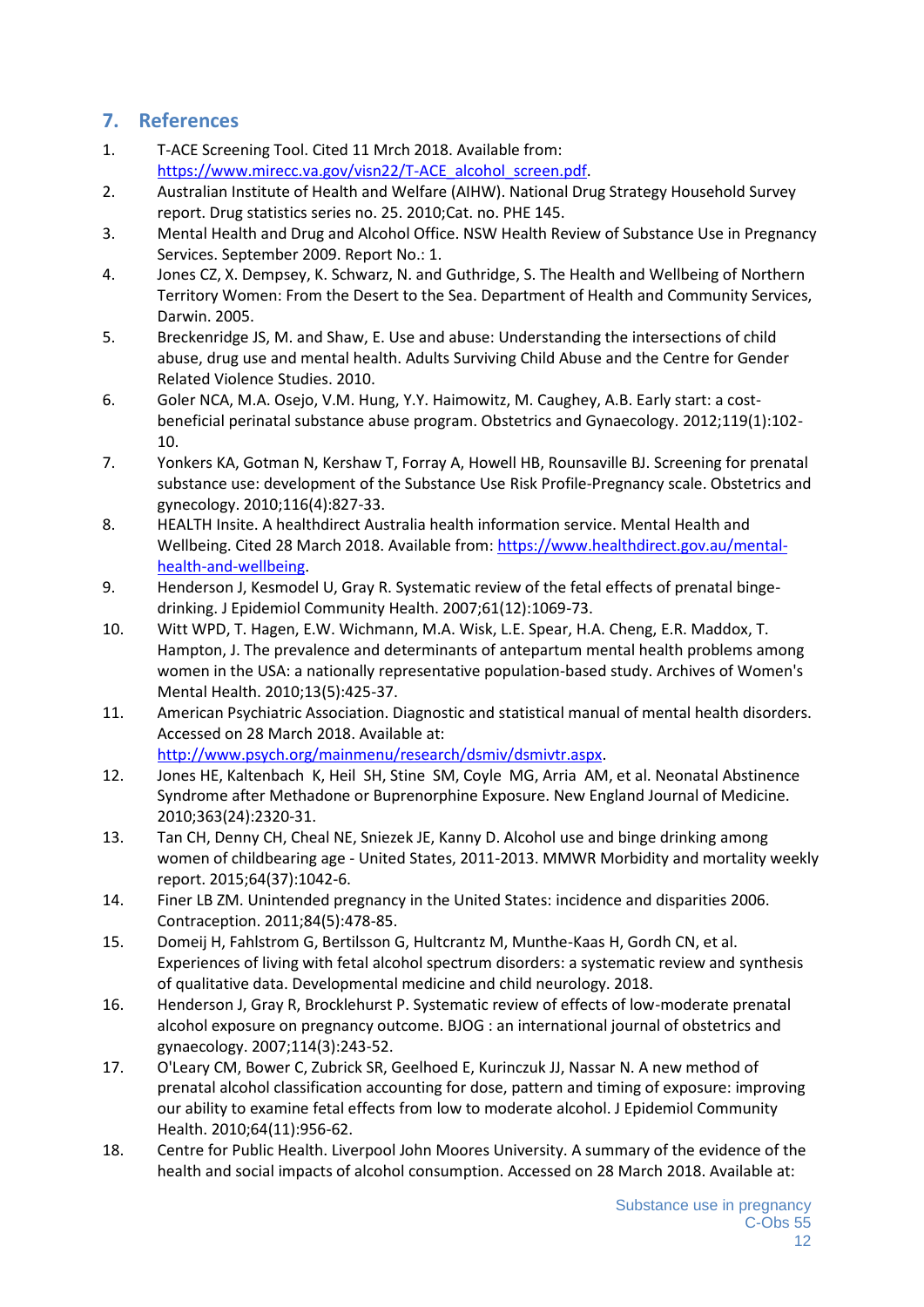## 7. References

1. T-ACE Screening Tool. Cited 11 Mrch 2018. Available from: https://www.mirecc.va.gov/visn22/T-ACE_alcohol_screen.pdf.
2. Australian Institute of Health and Welfare (AIHW). National Drug Strategy Household Survey report. Drug statistics series no. 25. 2010;Cat. no. PHE 145.
3. Mental Health and Drug and Alcohol Office. NSW Health Review of Substance Use in Pregnancy Services. September 2009. Report No.: 1.
4. Jones CZ, X. Dempsey, K. Schwarz, N. and Guthridge, S. The Health and Wellbeing of Northern Territory Women: From the Desert to the Sea. Department of Health and Community Services, Darwin. 2005.
5. Breckenridge JS, M. and Shaw, E. Use and abuse: Understanding the intersections of child abuse, drug use and mental health. Adults Surviving Child Abuse and the Centre for Gender Related Violence Studies. 2010.
6. Goler NCA, M.A. Osejo, V.M. Hung, Y.Y. Haimowitz, M. Caughey, A.B. Early start: a cost-beneficial perinatal substance abuse program. Obstetrics and Gynaecology. 2012;119(1):102-10.
7. Yonkers KA, Gotman N, Kershaw T, Forray A, Howell HB, Rounsaville BJ. Screening for prenatal substance use: development of the Substance Use Risk Profile-Pregnancy scale. Obstetrics and gynecology. 2010;116(4):827-33.
8. HEALTH Insite. A healthdirect Australia health information service. Mental Health and Wellbeing. Cited 28 March 2018. Available from: https://www.healthdirect.gov.au/mental-health-and-wellbeing.
9. Henderson J, Kesmodel U, Gray R. Systematic review of the fetal effects of prenatal binge-drinking. J Epidemiol Community Health. 2007;61(12):1069-73.
10. Witt WPD, T. Hagen, E.W. Wichmann, M.A. Wisk, L.E. Spear, H.A. Cheng, E.R. Maddox, T. Hampton, J. The prevalence and determinants of antepartum mental health problems among women in the USA: a nationally representative population-based study. Archives of Women's Mental Health. 2010;13(5):425-37.
11. American Psychiatric Association. Diagnostic and statistical manual of mental health disorders. Accessed on 28 March 2018. Available at: http://www.psych.org/mainmenu/research/dsmiv/dsmivtr.aspx.
12. Jones HE, Kaltenbach K, Heil SH, Stine SM, Coyle MG, Arria AM, et al. Neonatal Abstinence Syndrome after Methadone or Buprenorphine Exposure. New England Journal of Medicine. 2010;363(24):2320-31.
13. Tan CH, Denny CH, Cheal NE, Sniezek JE, Kanny D. Alcohol use and binge drinking among women of childbearing age - United States, 2011-2013. MMWR Morbidity and mortality weekly report. 2015;64(37):1042-6.
14. Finer LB ZM. Unintended pregnancy in the United States: incidence and disparities 2006. Contraception. 2011;84(5):478-85.
15. Domeij H, Fahlstrom G, Bertilsson G, Hultcrantz M, Munthe-Kaas H, Gordh CN, et al. Experiences of living with fetal alcohol spectrum disorders: a systematic review and synthesis of qualitative data. Developmental medicine and child neurology. 2018.
16. Henderson J, Gray R, Brocklehurst P. Systematic review of effects of low-moderate prenatal alcohol exposure on pregnancy outcome. BJOG : an international journal of obstetrics and gynaecology. 2007;114(3):243-52.
17. O'Leary CM, Bower C, Zubrick SR, Geelhoed E, Kurinczuk JJ, Nassar N. A new method of prenatal alcohol classification accounting for dose, pattern and timing of exposure: improving our ability to examine fetal effects from low to moderate alcohol. J Epidemiol Community Health. 2010;64(11):956-62.
18. Centre for Public Health. Liverpool John Moores University. A summary of the evidence of the health and social impacts of alcohol consumption. Accessed on 28 March 2018. Available at: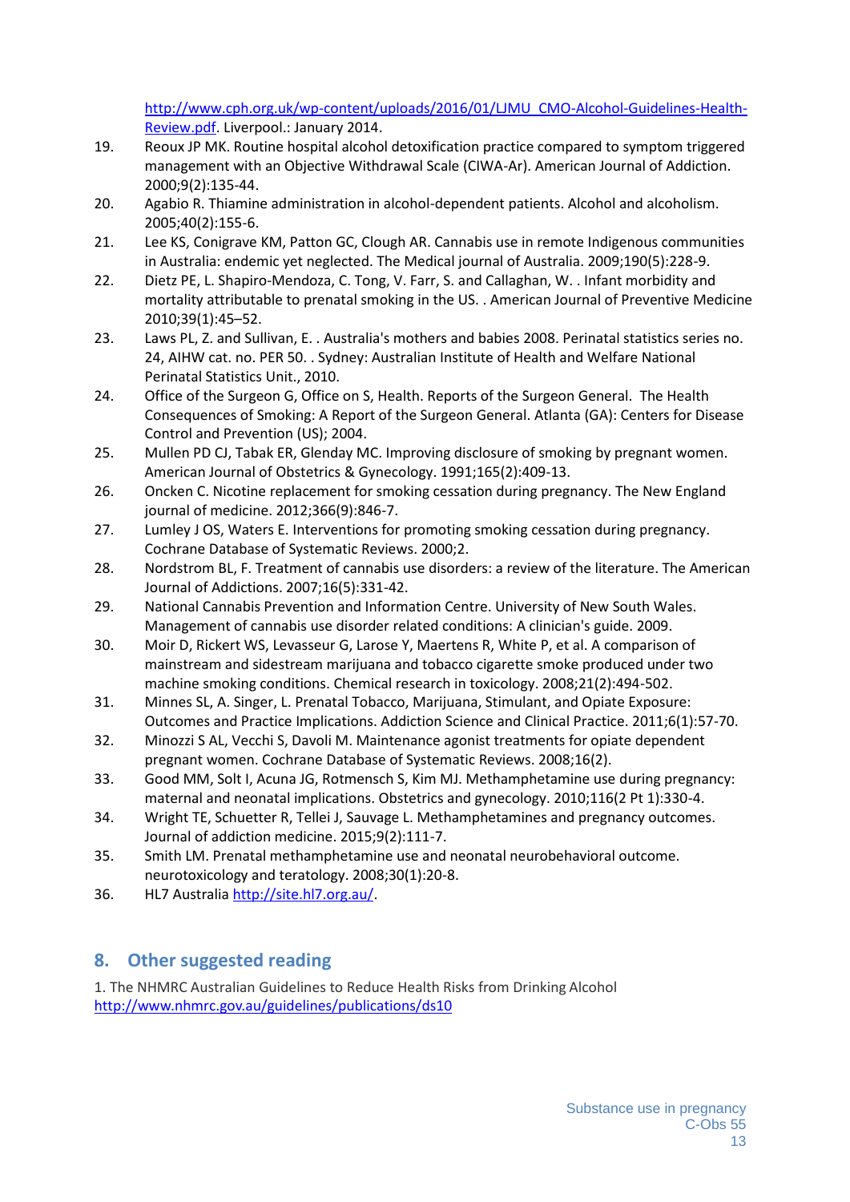http://www.cph.org.uk/wp-content/uploads/2016/01/LJMU_CMO-Alcohol-Guidelines-Health-Review.pdf. Liverpool.: January 2014.

19. Reoux JP MK. Routine hospital alcohol detoxification practice compared to symptom triggered management with an Objective Withdrawal Scale (CIWA-Ar). American Journal of Addiction. 2000;9(2):135-44.
20. Agabio R. Thiamine administration in alcohol-dependent patients. Alcohol and alcoholism. 2005;40(2):155-6.
21. Lee KS, Conigrave KM, Patton GC, Clough AR. Cannabis use in remote Indigenous communities in Australia: endemic yet neglected. The Medical journal of Australia. 2009;190(5):228-9.
22. Dietz PE, L. Shapiro-Mendoza, C. Tong, V. Farr, S. and Callaghan, W. . Infant morbidity and mortality attributable to prenatal smoking in the US. . American Journal of Preventive Medicine 2010;39(1):45–52.
23. Laws PL, Z. and Sullivan, E. . Australia's mothers and babies 2008. Perinatal statistics series no. 24, AIHW cat. no. PER 50. . Sydney: Australian Institute of Health and Welfare National Perinatal Statistics Unit., 2010.
24. Office of the Surgeon G, Office on S, Health. Reports of the Surgeon General. The Health Consequences of Smoking: A Report of the Surgeon General. Atlanta (GA): Centers for Disease Control and Prevention (US); 2004.
25. Mullen PD CJ, Tabak ER, Glenday MC. Improving disclosure of smoking by pregnant women. American Journal of Obstetrics & Gynecology. 1991;165(2):409-13.
26. Oncken C. Nicotine replacement for smoking cessation during pregnancy. The New England journal of medicine. 2012;366(9):846-7.
27. Lumley J OS, Waters E. Interventions for promoting smoking cessation during pregnancy. Cochrane Database of Systematic Reviews. 2000;2.
28. Nordstrom BL, F. Treatment of cannabis use disorders: a review of the literature. The American Journal of Addictions. 2007;16(5):331-42.
29. National Cannabis Prevention and Information Centre. University of New South Wales. Management of cannabis use disorder related conditions: A clinician's guide. 2009.
30. Moir D, Rickert WS, Levasseur G, Larose Y, Maertens R, White P, et al. A comparison of mainstream and sidestream marijuana and tobacco cigarette smoke produced under two machine smoking conditions. Chemical research in toxicology. 2008;21(2):494-502.
31. Minnes SL, A. Singer, L. Prenatal Tobacco, Marijuana, Stimulant, and Opiate Exposure: Outcomes and Practice Implications. Addiction Science and Clinical Practice. 2011;6(1):57-70.
32. Minozzi S AL, Vecchi S, Davoli M. Maintenance agonist treatments for opiate dependent pregnant women. Cochrane Database of Systematic Reviews. 2008;16(2).
33. Good MM, Solt I, Acuna JG, Rotmensch S, Kim MJ. Methamphetamine use during pregnancy: maternal and neonatal implications. Obstetrics and gynecology. 2010;116(2 Pt 1):330-4.
34. Wright TE, Schuetter R, Tellei J, Sauvage L. Methamphetamines and pregnancy outcomes. Journal of addiction medicine. 2015;9(2):111-7.
35. Smith LM. Prenatal methamphetamine use and neonatal neurobehavioral outcome. neurotoxicology and teratology. 2008;30(1):20-8.
36. HL7 Australia http://site.hl7.org.au/.

## 8. Other suggested reading

1. The NHMRC Australian Guidelines to Reduce Health Risks from Drinking Alcohol http://www.nhmrc.gov.au/guidelines/publications/ds10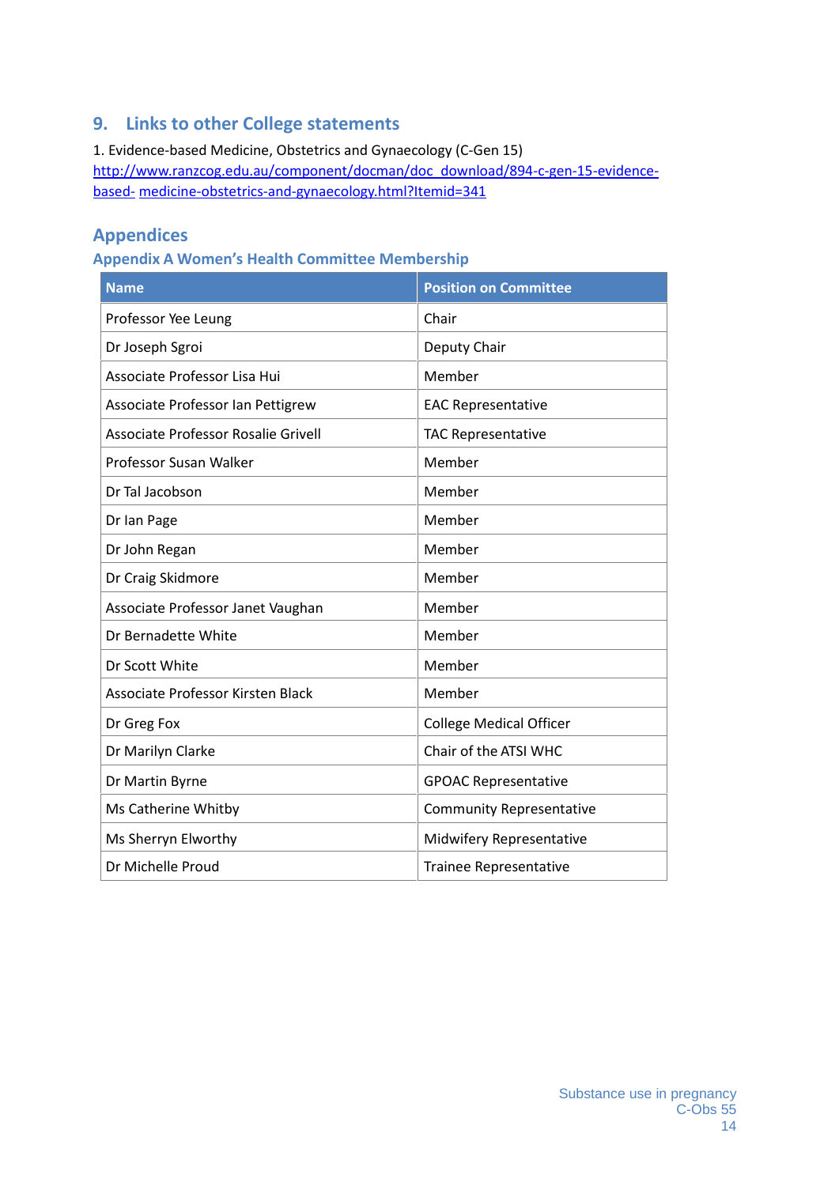## 9. Links to other College statements

1. Evidence-based Medicine, Obstetrics and Gynaecology (C-Gen 15)
http://www.ranzcog.edu.au/component/docman/doc_download/894-c-gen-15-evidence-based- medicine-obstetrics-and-gynaecology.html?Itemid=341

## Appendices

### Appendix A Women's Health Committee Membership

| Name | Position on Committee |
|---|---|
| Professor Yee Leung | Chair |
| Dr Joseph Sgroi | Deputy Chair |
| Associate Professor Lisa Hui | Member |
| Associate Professor Ian Pettigrew | EAC Representative |
| Associate Professor Rosalie Grivell | TAC Representative |
| Professor Susan Walker | Member |
| Dr Tal Jacobson | Member |
| Dr Ian Page | Member |
| Dr John Regan | Member |
| Dr Craig Skidmore | Member |
| Associate Professor Janet Vaughan | Member |
| Dr Bernadette White | Member |
| Dr Scott White | Member |
| Associate Professor Kirsten Black | Member |
| Dr Greg Fox | College Medical Officer |
| Dr Marilyn Clarke | Chair of the ATSI WHC |
| Dr Martin Byrne | GPOAC Representative |
| Ms Catherine Whitby | Community Representative |
| Ms Sherryn Elworthy | Midwifery Representative |
| Dr Michelle Proud | Trainee Representative |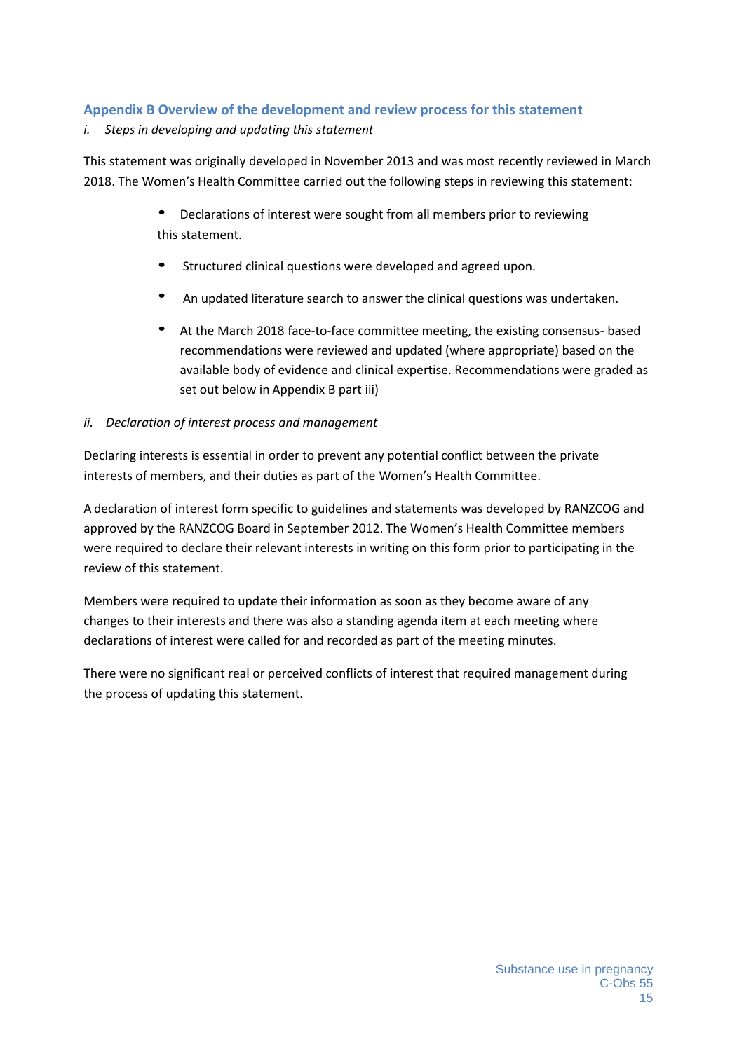## Appendix B Overview of the development and review process for this statement

*i. Steps in developing and updating this statement*

This statement was originally developed in November 2013 and was most recently reviewed in March 2018. The Women's Health Committee carried out the following steps in reviewing this statement:

- Declarations of interest were sought from all members prior to reviewing this statement.
- Structured clinical questions were developed and agreed upon.
- An updated literature search to answer the clinical questions was undertaken.
- At the March 2018 face-to-face committee meeting, the existing consensus- based recommendations were reviewed and updated (where appropriate) based on the available body of evidence and clinical expertise. Recommendations were graded as set out below in Appendix B part iii)

*ii. Declaration of interest process and management*

Declaring interests is essential in order to prevent any potential conflict between the private interests of members, and their duties as part of the Women's Health Committee.

A declaration of interest form specific to guidelines and statements was developed by RANZCOG and approved by the RANZCOG Board in September 2012. The Women's Health Committee members were required to declare their relevant interests in writing on this form prior to participating in the review of this statement.

Members were required to update their information as soon as they become aware of any changes to their interests and there was also a standing agenda item at each meeting where declarations of interest were called for and recorded as part of the meeting minutes.

There were no significant real or perceived conflicts of interest that required management during the process of updating this statement.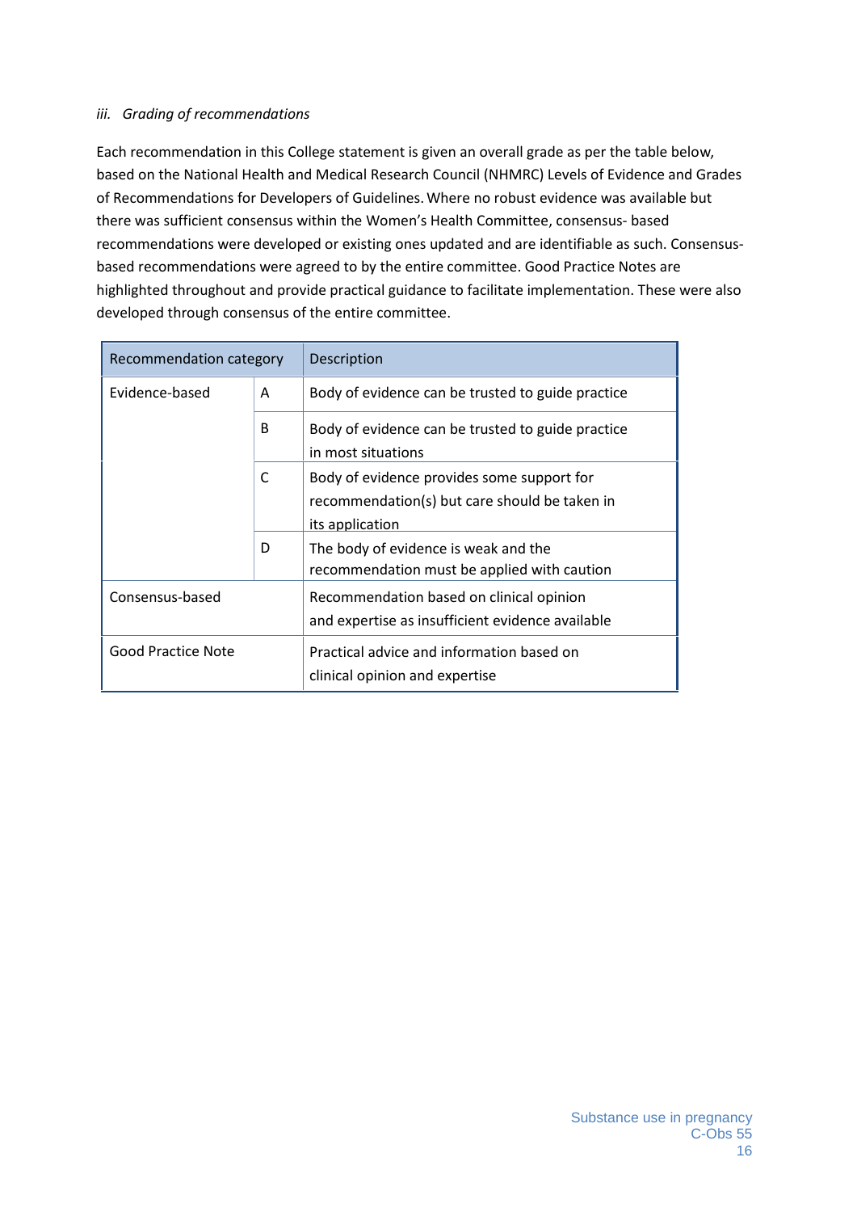### *iii. Grading of recommendations*

Each recommendation in this College statement is given an overall grade as per the table below, based on the National Health and Medical Research Council (NHMRC) Levels of Evidence and Grades of Recommendations for Developers of Guidelines. Where no robust evidence was available but there was sufficient consensus within the Women's Health Committee, consensus- based recommendations were developed or existing ones updated and are identifiable as such. Consensus-based recommendations were agreed to by the entire committee. Good Practice Notes are highlighted throughout and provide practical guidance to facilitate implementation. These were also developed through consensus of the entire committee.

| Recommendation category | | Description |
|---|---|---|
| Evidence-based | A | Body of evidence can be trusted to guide practice |
| | B | Body of evidence can be trusted to guide practice in most situations |
| | C | Body of evidence provides some support for recommendation(s) but care should be taken in its application |
| | D | The body of evidence is weak and the recommendation must be applied with caution |
| Consensus-based | | Recommendation based on clinical opinion and expertise as insufficient evidence available |
| Good Practice Note | | Practical advice and information based on clinical opinion and expertise |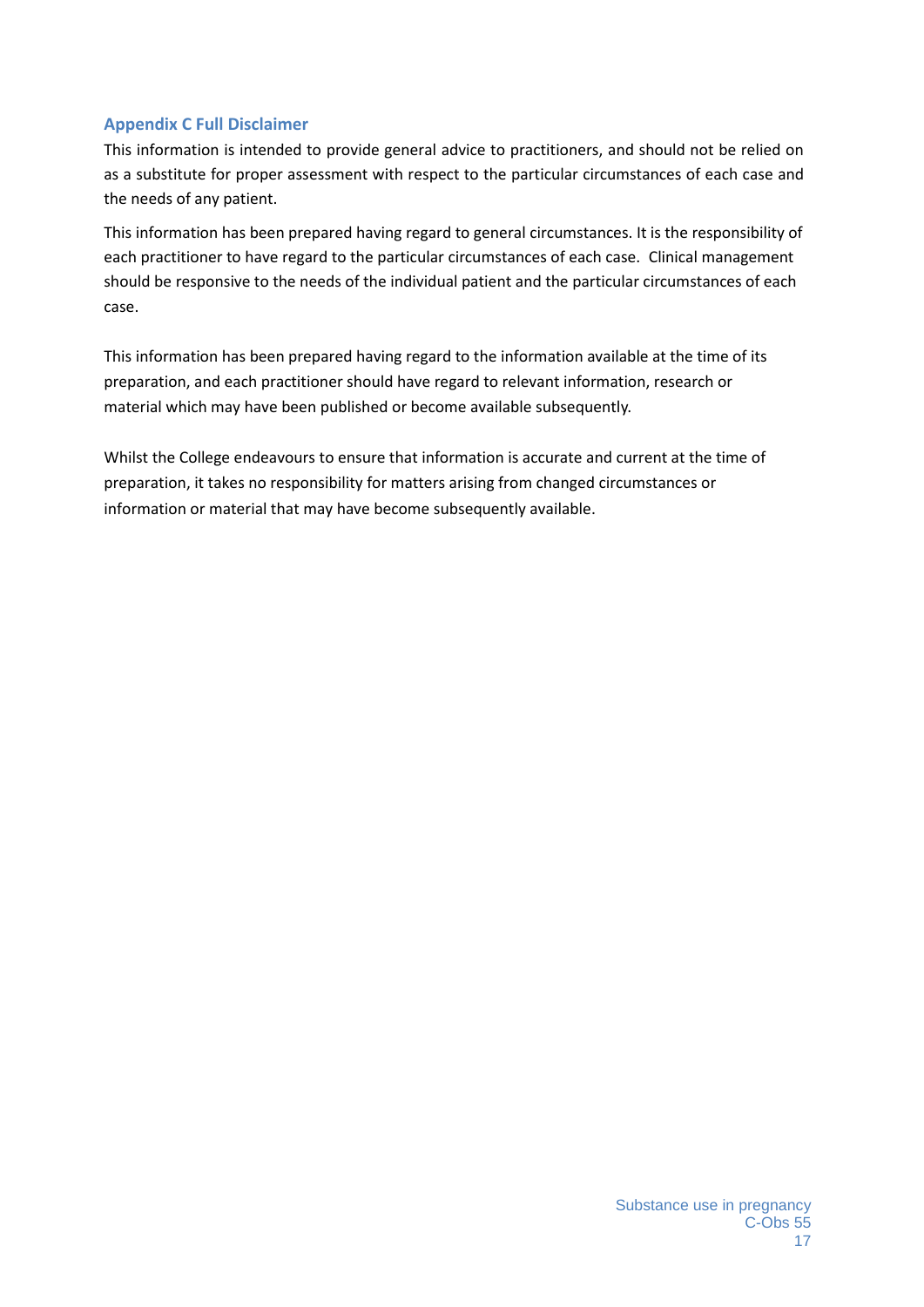## Appendix C Full Disclaimer

This information is intended to provide general advice to practitioners, and should not be relied on as a substitute for proper assessment with respect to the particular circumstances of each case and the needs of any patient.

This information has been prepared having regard to general circumstances. It is the responsibility of each practitioner to have regard to the particular circumstances of each case. Clinical management should be responsive to the needs of the individual patient and the particular circumstances of each case.

This information has been prepared having regard to the information available at the time of its preparation, and each practitioner should have regard to relevant information, research or material which may have been published or become available subsequently.

Whilst the College endeavours to ensure that information is accurate and current at the time of preparation, it takes no responsibility for matters arising from changed circumstances or information or material that may have become subsequently available.